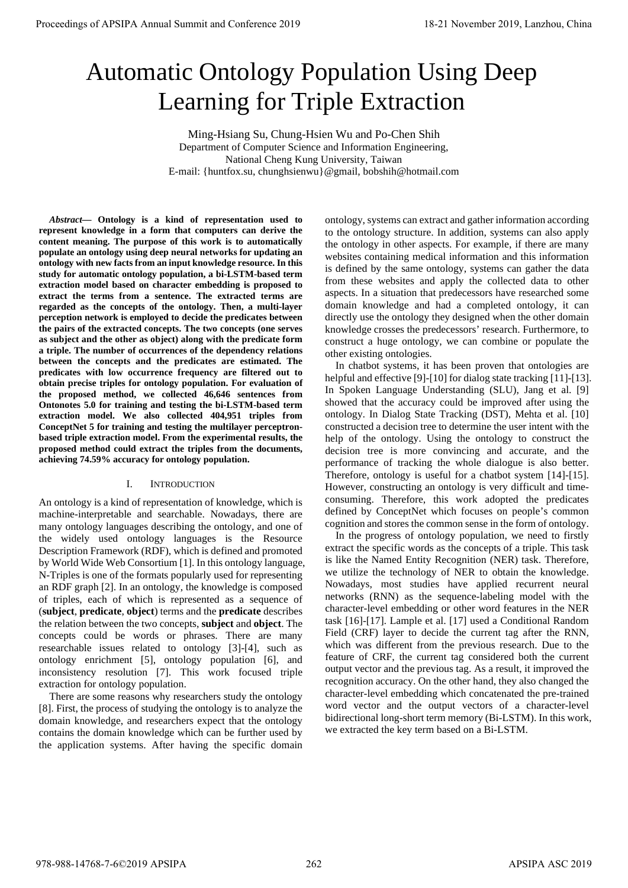# Automatic Ontology Population Using Deep Learning for Triple Extraction

Ming-Hsiang Su, Chung-Hsien Wu and Po-Chen Shih
Department of Computer Science and Information Engineering,
National Cheng Kung University, Taiwan
E-mail: {huntfox.su, chunghsienwu}@gmail, bobshih@hotmail.com

***Abstract*— Ontology is a kind of representation used to represent knowledge in a form that computers can derive the content meaning. The purpose of this work is to automatically populate an ontology using deep neural networks for updating an ontology with new facts from an input knowledge resource. In this study for automatic ontology population, a bi-LSTM-based term extraction model based on character embedding is proposed to extract the terms from a sentence. The extracted terms are regarded as the concepts of the ontology. Then, a multi-layer perception network is employed to decide the predicates between the pairs of the extracted concepts. The two concepts (one serves as subject and the other as object) along with the predicate form a triple. The number of occurrences of the dependency relations between the concepts and the predicates are estimated. The predicates with low occurrence frequency are filtered out to obtain precise triples for ontology population. For evaluation of the proposed method, we collected 46,646 sentences from Ontonotes 5.0 for training and testing the bi-LSTM-based term extraction model. We also collected 404,951 triples from ConceptNet 5 for training and testing the multilayer perceptron-based triple extraction model. From the experimental results, the proposed method could extract the triples from the documents, achieving 74.59% accuracy for ontology population.**

## I. Introduction

An ontology is a kind of representation of knowledge, which is machine-interpretable and searchable. Nowadays, there are many ontology languages describing the ontology, and one of the widely used ontology languages is the Resource Description Framework (RDF), which is defined and promoted by World Wide Web Consortium [1]. In this ontology language, N-Triples is one of the formats popularly used for representing an RDF graph [2]. In an ontology, the knowledge is composed of triples, each of which is represented as a sequence of (**subject**, **predicate**, **object**) terms and the **predicate** describes the relation between the two concepts, **subject** and **object**. The concepts could be words or phrases. There are many researchable issues related to ontology [3]-[4], such as ontology enrichment [5], ontology population [6], and inconsistency resolution [7]. This work focused triple extraction for ontology population.

There are some reasons why researchers study the ontology [8]. First, the process of studying the ontology is to analyze the domain knowledge, and researchers expect that the ontology contains the domain knowledge which can be further used by the application systems. After having the specific domain ontology, systems can extract and gather information according to the ontology structure. In addition, systems can also apply the ontology in other aspects. For example, if there are many websites containing medical information and this information is defined by the same ontology, systems can gather the data from these websites and apply the collected data to other aspects. In a situation that predecessors have researched some domain knowledge and had a completed ontology, it can directly use the ontology they designed when the other domain knowledge crosses the predecessors' research. Furthermore, to construct a huge ontology, we can combine or populate the other existing ontologies.

In chatbot systems, it has been proven that ontologies are helpful and effective [9]-[10] for dialog state tracking [11]-[13]. In Spoken Language Understanding (SLU), Jang et al. [9] showed that the accuracy could be improved after using the ontology. In Dialog State Tracking (DST), Mehta et al. [10] constructed a decision tree to determine the user intent with the help of the ontology. Using the ontology to construct the decision tree is more convincing and accurate, and the performance of tracking the whole dialogue is also better. Therefore, ontology is useful for a chatbot system [14]-[15]. However, constructing an ontology is very difficult and time-consuming. Therefore, this work adopted the predicates defined by ConceptNet which focuses on people's common cognition and stores the common sense in the form of ontology.

In the progress of ontology population, we need to firstly extract the specific words as the concepts of a triple. This task is like the Named Entity Recognition (NER) task. Therefore, we utilize the technology of NER to obtain the knowledge. Nowadays, most studies have applied recurrent neural networks (RNN) as the sequence-labeling model with the character-level embedding or other word features in the NER task [16]-[17]. Lample et al. [17] used a Conditional Random Field (CRF) layer to decide the current tag after the RNN, which was different from the previous research. Due to the feature of CRF, the current tag considered both the current output vector and the previous tag. As a result, it improved the recognition accuracy. On the other hand, they also changed the character-level embedding which concatenated the pre-trained word vector and the output vectors of a character-level bidirectional long-short term memory (Bi-LSTM). In this work, we extracted the key term based on a Bi-LSTM.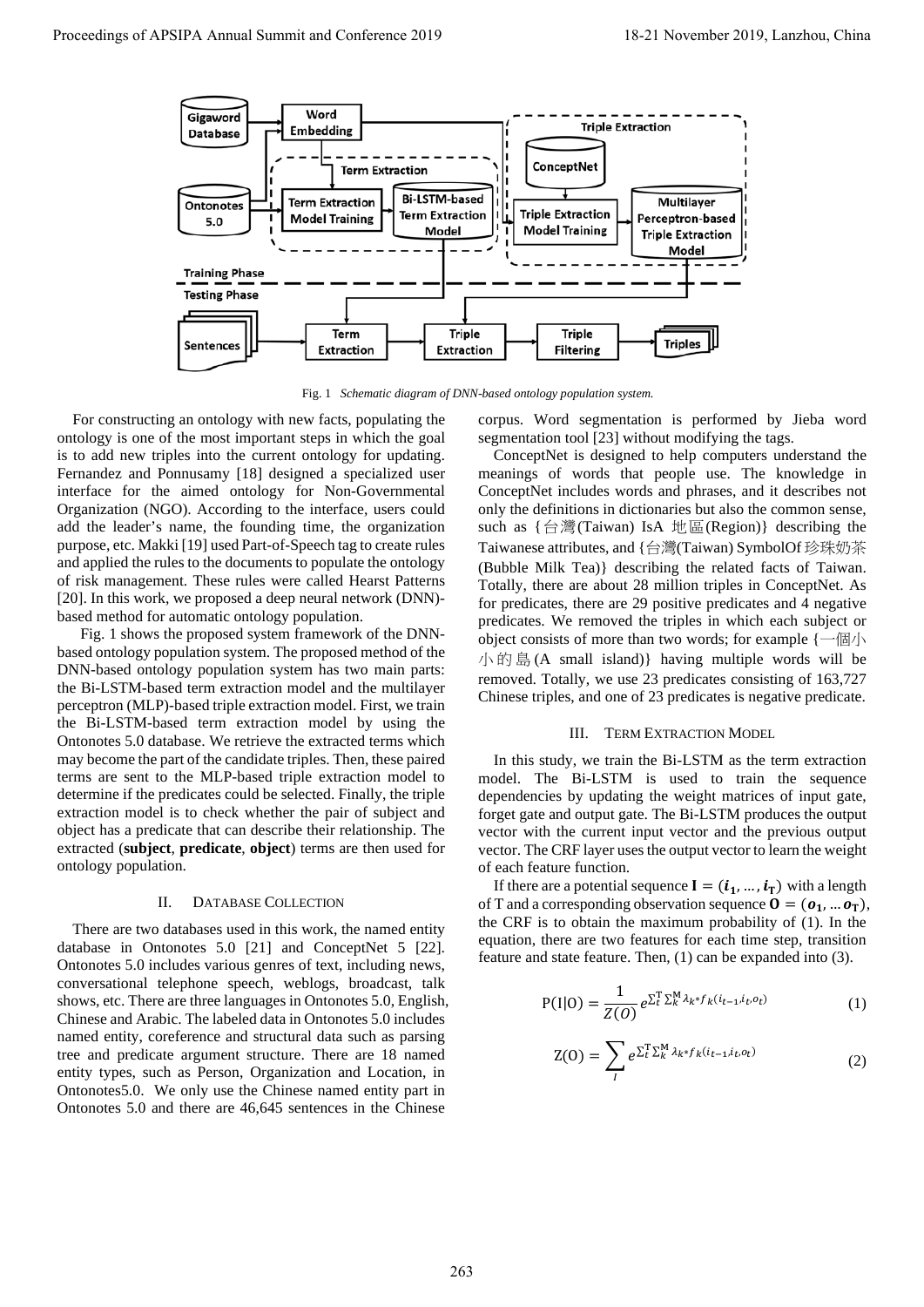Fig. 1 *Schematic diagram of DNN-based ontology population system.*

For constructing an ontology with new facts, populating the ontology is one of the most important steps in which the goal is to add new triples into the current ontology for updating. Fernandez and Ponnusamy [18] designed a specialized user interface for the aimed ontology for Non-Governmental Organization (NGO). According to the interface, users could add the leader's name, the founding time, the organization purpose, etc. Makki [19] used Part-of-Speech tag to create rules and applied the rules to the documents to populate the ontology of risk management. These rules were called Hearst Patterns [20]. In this work, we proposed a deep neural network (DNN)-based method for automatic ontology population.

Fig. 1 shows the proposed system framework of the DNN-based ontology population system. The proposed method of the DNN-based ontology population system has two main parts: the Bi-LSTM-based term extraction model and the multilayer perceptron (MLP)-based triple extraction model. First, we train the Bi-LSTM-based term extraction model by using the Ontonotes 5.0 database. We retrieve the extracted terms which may become the part of the candidate triples. Then, these paired terms are sent to the MLP-based triple extraction model to determine if the predicates could be selected. Finally, the triple extraction model is to check whether the pair of subject and object has a predicate that can describe their relationship. The extracted (**subject**, **predicate**, **object**) terms are then used for ontology population.

## II. Database Collection

There are two databases used in this work, the named entity database in Ontonotes 5.0 [21] and ConceptNet 5 [22]. Ontonotes 5.0 includes various genres of text, including news, conversational telephone speech, weblogs, broadcast, talk shows, etc. There are three languages in Ontonotes 5.0, English, Chinese and Arabic. The labeled data in Ontonotes 5.0 includes named entity, coreference and structural data such as parsing tree and predicate argument structure. There are 18 named entity types, such as Person, Organization and Location, in Ontonotes5.0. We only use the Chinese named entity part in Ontonotes 5.0 and there are 46,645 sentences in the Chinese corpus. Word segmentation is performed by Jieba word segmentation tool [23] without modifying the tags.

ConceptNet is designed to help computers understand the meanings of words that people use. The knowledge in ConceptNet includes words and phrases, and it describes not only the definitions in dictionaries but also the common sense, such as {台灣(Taiwan) IsA 地區(Region)} describing the Taiwanese attributes, and {台灣(Taiwan) SymbolOf 珍珠奶茶 (Bubble Milk Tea)} describing the related facts of Taiwan. Totally, there are about 28 million triples in ConceptNet. As for predicates, there are 29 positive predicates and 4 negative predicates. We removed the triples in which each subject or object consists of more than two words; for example {一個小小的島(A small island)} having multiple words will be removed. Totally, we use 23 predicates consisting of 163,727 Chinese triples, and one of 23 predicates is negative predicate.

## III. Term Extraction Model

In this study, we train the Bi-LSTM as the term extraction model. The Bi-LSTM is used to train the sequence dependencies by updating the weight matrices of input gate, forget gate and output gate. The Bi-LSTM produces the output vector with the current input vector and the previous output vector. The CRF layer uses the output vector to learn the weight of each feature function.

If there are a potential sequence $\mathbf{I} = (\boldsymbol{i_1}, \dots, \boldsymbol{i_T})$ with a length of T and a corresponding observation sequence $\mathbf{O} = (\boldsymbol{o_1}, \dots \boldsymbol{o_T})$, the CRF is to obtain the maximum probability of (1). In the equation, there are two features for each time step, transition feature and state feature. Then, (1) can be expanded into (3).

$$\mathrm{P(I|O)} = \frac{1}{Z(O)} e^{\sum_t^{\mathrm{T}} \sum_k^{\mathrm{M}} \lambda_k * f_k(i_{t-1}, i_t, o_t)} \tag{1}$$

$$\mathrm{Z(O)} = \sum_I e^{\sum_t^{\mathrm{T}} \sum_k^{\mathrm{M}} \lambda_k * f_k(i_{t-1}, i_t, o_t)} \tag{2}$$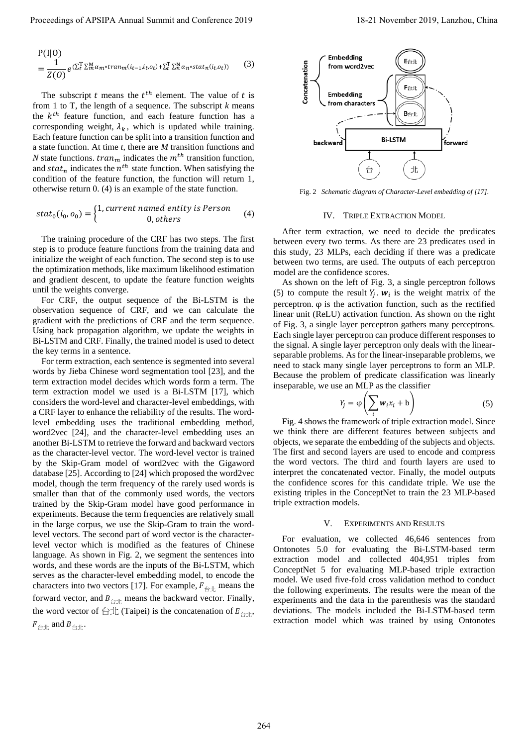$$P(I|O) = \frac{1}{Z(O)} e^{(\sum_t^T \sum_m^M \alpha_m * tran_m(i_{t-1}, i_t, o_t) + \sum_t^T \sum_n^N \alpha_n * stat_n(i_t, o_t))} \quad (3)$$

The subscript $t$ means the $t^{th}$ element. The value of $t$ is from 1 to T, the length of a sequence. The subscript $k$ means the $k^{th}$ feature function, and each feature function has a corresponding weight, $\lambda_k$, which is updated while training. Each feature function can be split into a transition function and a state function. At time $t$, there are $M$ transition functions and $N$ state functions. $tran_m$ indicates the $m^{th}$ transition function, and $stat_n$ indicates the $n^{th}$ state function. When satisfying the condition of the feature function, the function will return 1, otherwise return 0. (4) is an example of the state function.

$$stat_0(i_0, o_0) = \begin{cases} 1, current\ named\ entity\ is\ Person \\ 0, others \end{cases} \quad (4)$$

The training procedure of the CRF has two steps. The first step is to produce feature functions from the training data and initialize the weight of each function. The second step is to use the optimization methods, like maximum likelihood estimation and gradient descent, to update the feature function weights until the weights converge.

For CRF, the output sequence of the Bi-LSTM is the observation sequence of CRF, and we can calculate the gradient with the predictions of CRF and the term sequence. Using back propagation algorithm, we update the weights in Bi-LSTM and CRF. Finally, the trained model is used to detect the key terms in a sentence.

For term extraction, each sentence is segmented into several words by Jieba Chinese word segmentation tool [23], and the term extraction model decides which words form a term. The term extraction model we used is a Bi-LSTM [17], which considers the word-level and character-level embeddings, with a CRF layer to enhance the reliability of the results. The word-level embedding uses the traditional embedding method, word2vec [24], and the character-level embedding uses an another Bi-LSTM to retrieve the forward and backward vectors as the character-level vector. The word-level vector is trained by the Skip-Gram model of word2vec with the Gigaword database [25]. According to [24] which proposed the word2vec model, though the term frequency of the rarely used words is smaller than that of the commonly used words, the vectors trained by the Skip-Gram model have good performance in experiments. Because the term frequencies are relatively small in the large corpus, we use the Skip-Gram to train the word-level vectors. The second part of word vector is the character-level vector which is modified as the features of Chinese language. As shown in Fig. 2, we segment the sentences into words, and these words are the inputs of the Bi-LSTM, which serves as the character-level embedding model, to encode the characters into two vectors [17]. For example, $F_{台北}$ means the forward vector, and $B_{台北}$ means the backward vector. Finally, the word vector of 台北 (Taipei) is the concatenation of $E_{台北}$, $F_{台北}$ and $B_{台北}$.

Fig. 2 *Schematic diagram of Character-Level embedding of [17].*

## IV. Triple Extraction Model

After term extraction, we need to decide the predicates between every two terms. As there are 23 predicates used in this study, 23 MLPs, each deciding if there was a predicate between two terms, are used. The outputs of each perceptron model are the confidence scores.

As shown on the left of Fig. 3, a single perceptron follows (5) to compute the result $Y_j$. $\boldsymbol{w}_i$ is the weight matrix of the perceptron. φ is the activation function, such as the rectified linear unit (ReLU) activation function. As shown on the right of Fig. 3, a single layer perceptron gathers many perceptrons. Each single layer perceptron can produce different responses to the signal. A single layer perceptron only deals with the linear-separable problems. As for the linear-inseparable problems, we need to stack many single layer perceptrons to form an MLP. Because the problem of predicate classification was linearly inseparable, we use an MLP as the classifier

$$Y_j = \varphi\left(\sum_i \boldsymbol{w}_i x_i + \mathrm{b}\right) \quad (5)$$

Fig. 4 shows the framework of triple extraction model. Since we think there are different features between subjects and objects, we separate the embedding of the subjects and objects. The first and second layers are used to encode and compress the word vectors. The third and fourth layers are used to interpret the concatenated vector. Finally, the model outputs the confidence scores for this candidate triple. We use the existing triples in the ConceptNet to train the 23 MLP-based triple extraction models.

## V. Experiments and Results

For evaluation, we collected 46,646 sentences from Ontonotes 5.0 for evaluating the Bi-LSTM-based term extraction model and collected 404,951 triples from ConceptNet 5 for evaluating MLP-based triple extraction model. We used five-fold cross validation method to conduct the following experiments. The results were the mean of the experiments and the data in the parenthesis was the standard deviations. The models included the Bi-LSTM-based term extraction model which was trained by using Ontonotes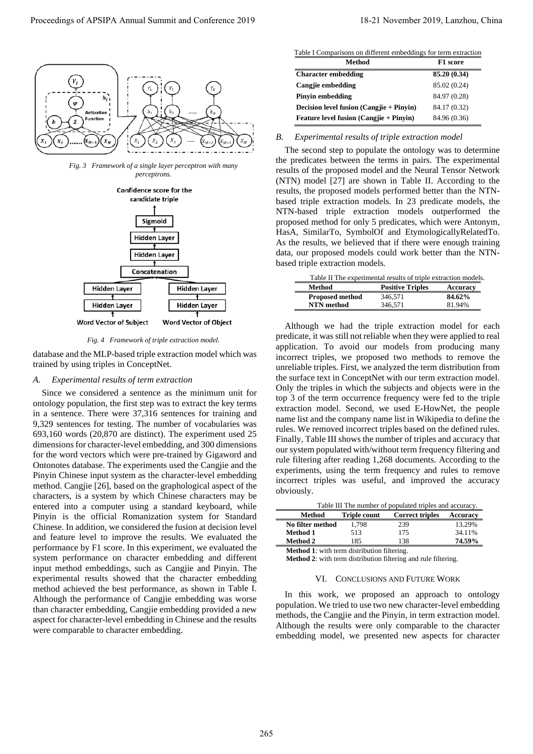*Fig. 3 Framework of a single layer perceptron with many perceptrons.*

*Fig. 4 Framework of triple extraction model.*

database and the MLP-based triple extraction model which was trained by using triples in ConceptNet.

### *A. Experimental results of term extraction*

Since we considered a sentence as the minimum unit for ontology population, the first step was to extract the key terms in a sentence. There were 37,316 sentences for training and 9,329 sentences for testing. The number of vocabularies was 693,160 words (20,870 are distinct). The experiment used 25 dimensions for character-level embedding, and 300 dimensions for the word vectors which were pre-trained by Gigaword and Ontonotes database. The experiments used the Cangjie and the Pinyin Chinese input system as the character-level embedding method. Cangjie [26], based on the graphological aspect of the characters, is a system by which Chinese characters may be entered into a computer using a standard keyboard, while Pinyin is the official Romanization system for Standard Chinese. In addition, we considered the fusion at decision level and feature level to improve the results. We evaluated the performance by F1 score. In this experiment, we evaluated the system performance on character embedding and different input method embeddings, such as Cangjie and Pinyin. The experimental results showed that the character embedding method achieved the best performance, as shown in Table I. Although the performance of Cangjie embedding was worse than character embedding, Cangjie embedding provided a new aspect for character-level embedding in Chinese and the results were comparable to character embedding.

Table I Comparisons on different embeddings for term extraction

| Method | F1 score |
|---|---|
| **Character embedding** | **85.20 (0.34)** |
| **Cangjie embedding** | 85.02 (0.24) |
| **Pinyin embedding** | 84.97 (0.28) |
| **Decision level fusion (Cangjie + Pinyin)** | 84.17 (0.32) |
| **Feature level fusion (Cangjie + Pinyin)** | 84.96 (0.36) |

### *B. Experimental results of triple extraction model*

The second step to populate the ontology was to determine the predicates between the terms in pairs. The experimental results of the proposed model and the Neural Tensor Network (NTN) model [27] are shown in Table II. According to the results, the proposed models performed better than the NTN-based triple extraction models. In 23 predicate models, the NTN-based triple extraction models outperformed the proposed method for only 5 predicates, which were Antonym, HasA, SimilarTo, SymbolOf and EtymologicallyRelatedTo. As the results, we believed that if there were enough training data, our proposed models could work better than the NTN-based triple extraction models.

Table II The experimental results of triple extraction models.

| Method | Positive Triples | Accuracy |
|---|---|---|
| **Proposed method** | 346,571 | **84.62%** |
| **NTN method** | 346,571 | 81.94% |

Although we had the triple extraction model for each predicate, it was still not reliable when they were applied to real application. To avoid our models from producing many incorrect triples, we proposed two methods to remove the unreliable triples. First, we analyzed the term distribution from the surface text in ConceptNet with our term extraction model. Only the triples in which the subjects and objects were in the top 3 of the term occurrence frequency were fed to the triple extraction model. Second, we used E-HowNet, the people name list and the company name list in Wikipedia to define the rules. We removed incorrect triples based on the defined rules. Finally, Table III shows the number of triples and accuracy that our system populated with/without term frequency filtering and rule filtering after reading 1,268 documents. According to the experiments, using the term frequency and rules to remove incorrect triples was useful, and improved the accuracy obviously.

Table III The number of populated triples and accuracy.

| Method | Triple count | Correct triples | Accuracy |
|---|---|---|---|
| **No filter method** | 1,798 | 239 | 13.29% |
| **Method 1** | 513 | 175 | 34.11% |
| **Method 2** | 185 | 138 | **74.59%** |

**Method 1**: with term distribution filtering.
**Method 2**: with term distribution filtering and rule filtering.

## VI. Conclusions and Future Work

In this work, we proposed an approach to ontology population. We tried to use two new character-level embedding methods, the Cangjie and the Pinyin, in term extraction model. Although the results were only comparable to the character embedding model, we presented new aspects for character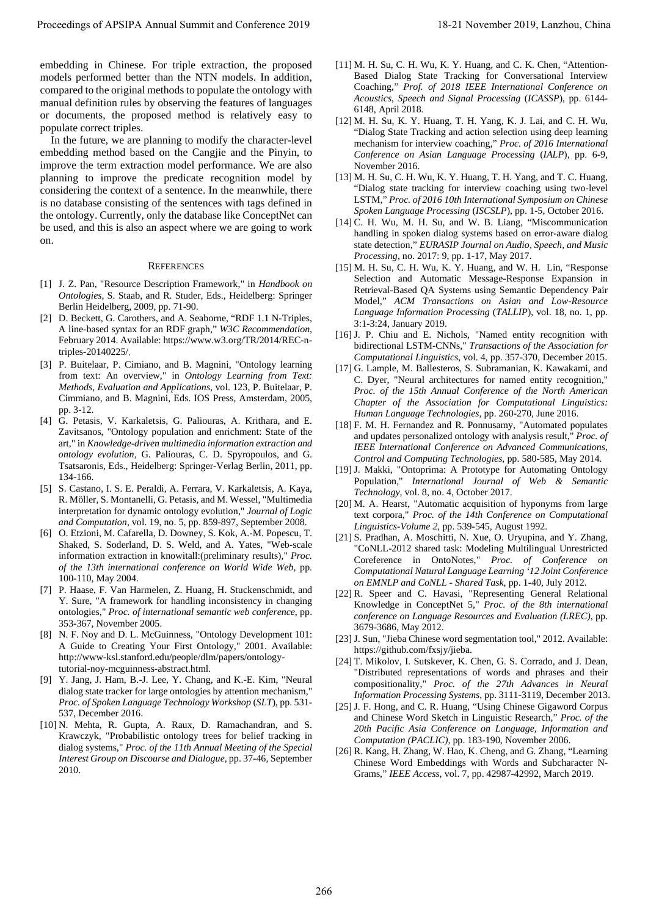embedding in Chinese. For triple extraction, the proposed models performed better than the NTN models. In addition, compared to the original methods to populate the ontology with manual definition rules by observing the features of languages or documents, the proposed method is relatively easy to populate correct triples.

In the future, we are planning to modify the character-level embedding method based on the Cangjie and the Pinyin, to improve the term extraction model performance. We are also planning to improve the predicate recognition model by considering the context of a sentence. In the meanwhile, there is no database consisting of the sentences with tags defined in the ontology. Currently, only the database like ConceptNet can be used, and this is also an aspect where we are going to work on.

## References

[1] J. Z. Pan, "Resource Description Framework," in *Handbook on Ontologies*, S. Staab, and R. Studer, Eds., Heidelberg: Springer Berlin Heidelberg, 2009, pp. 71-90.

[2] D. Beckett, G. Carothers, and A. Seaborne, "RDF 1.1 N-Triples, A line-based syntax for an RDF graph," *W3C Recommendation*, February 2014. Available: https://www.w3.org/TR/2014/REC-n-triples-20140225/.

[3] P. Buitelaar, P. Cimiano, and B. Magnini, "Ontology learning from text: An overview," in *Ontology Learning from Text: Methods, Evaluation and Applications*, vol. 123, P. Buitelaar, P. Cimmiano, and B. Magnini, Eds. IOS Press, Amsterdam, 2005, pp. 3-12.

[4] G. Petasis, V. Karkaletsis, G. Paliouras, A. Krithara, and E. Zavitsanos, "Ontology population and enrichment: State of the art," in *Knowledge-driven multimedia information extraction and ontology evolution*, G. Paliouras, C. D. Spyropoulos, and G. Tsatsaronis, Eds., Heidelberg: Springer-Verlag Berlin, 2011, pp. 134-166.

[5] S. Castano, I. S. E. Peraldi, A. Ferrara, V. Karkaletsis, A. Kaya, R. Möller, S. Montanelli, G. Petasis, and M. Wessel, "Multimedia interpretation for dynamic ontology evolution," *Journal of Logic and Computation*, vol. 19, no. 5, pp. 859-897, September 2008.

[6] O. Etzioni, M. Cafarella, D. Downey, S. Kok, A.-M. Popescu, T. Shaked, S. Soderland, D. S. Weld, and A. Yates, "Web-scale information extraction in knowitall:(preliminary results)," *Proc. of the 13th international conference on World Wide Web*, pp. 100-110, May 2004.

[7] P. Haase, F. Van Harmelen, Z. Huang, H. Stuckenschmidt, and Y. Sure, "A framework for handling inconsistency in changing ontologies," *Proc. of international semantic web conference*, pp. 353-367, November 2005.

[8] N. F. Noy and D. L. McGuinness, "Ontology Development 101: A Guide to Creating Your First Ontology," 2001. Available: http://www-ksl.stanford.edu/people/dlm/papers/ontology-tutorial-noy-mcguinness-abstract.html.

[9] Y. Jang, J. Ham, B.-J. Lee, Y. Chang, and K.-E. Kim, "Neural dialog state tracker for large ontologies by attention mechanism," *Proc. of Spoken Language Technology Workshop* (*SLT*), pp. 531-537, December 2016.

[10] N. Mehta, R. Gupta, A. Raux, D. Ramachandran, and S. Krawczyk, "Probabilistic ontology trees for belief tracking in dialog systems," *Proc. of the 11th Annual Meeting of the Special Interest Group on Discourse and Dialogue*, pp. 37-46, September 2010.

[11] M. H. Su, C. H. Wu, K. Y. Huang, and C. K. Chen, "Attention-Based Dialog State Tracking for Conversational Interview Coaching," *Prof. of 2018 IEEE International Conference on Acoustics, Speech and Signal Processing* (*ICASSP*), pp. 6144-6148, April 2018.

[12] M. H. Su, K. Y. Huang, T. H. Yang, K. J. Lai, and C. H. Wu, "Dialog State Tracking and action selection using deep learning mechanism for interview coaching," *Proc. of 2016 International Conference on Asian Language Processing* (*IALP*), pp. 6-9, November 2016.

[13] M. H. Su, C. H. Wu, K. Y. Huang, T. H. Yang, and T. C. Huang, "Dialog state tracking for interview coaching using two-level LSTM," *Proc. of 2016 10th International Symposium on Chinese Spoken Language Processing* (*ISCSLP*), pp. 1-5, October 2016.

[14] C. H. Wu, M. H. Su, and W. B. Liang, "Miscommunication handling in spoken dialog systems based on error-aware dialog state detection," *EURASIP Journal on Audio, Speech, and Music Processing*, no. 2017: 9, pp. 1-17, May 2017.

[15] M. H. Su, C. H. Wu, K. Y. Huang, and W. H. Lin, "Response Selection and Automatic Message-Response Expansion in Retrieval-Based QA Systems using Semantic Dependency Pair Model," *ACM Transactions on Asian and Low-Resource Language Information Processing* (*TALLIP*), vol. 18, no. 1, pp. 3:1-3:24, January 2019.

[16] J. P. Chiu and E. Nichols, "Named entity recognition with bidirectional LSTM-CNNs," *Transactions of the Association for Computational Linguistics*, vol. 4, pp. 357-370, December 2015.

[17] G. Lample, M. Ballesteros, S. Subramanian, K. Kawakami, and C. Dyer, "Neural architectures for named entity recognition," *Proc. of the 15th Annual Conference of the North American Chapter of the Association for Computational Linguistics: Human Language Technologies*, pp. 260-270, June 2016.

[18] F. M. H. Fernandez and R. Ponnusamy, "Automated populates and updates personalized ontology with analysis result," *Proc. of IEEE International Conference on Advanced Communications, Control and Computing Technologies*, pp. 580-585, May 2014.

[19] J. Makki, "Ontoprima: A Prototype for Automating Ontology Population," *International Journal of Web & Semantic Technology*, vol. 8, no. 4, October 2017.

[20] M. A. Hearst, "Automatic acquisition of hyponyms from large text corpora," *Proc. of the 14th Conference on Computational Linguistics-Volume 2*, pp. 539-545, August 1992.

[21] S. Pradhan, A. Moschitti, N. Xue, O. Uryupina, and Y. Zhang, "CoNLL-2012 shared task: Modeling Multilingual Unrestricted Coreference in OntoNotes," *Proc. of Conference on Computational Natural Language Learning '12 Joint Conference on EMNLP and CoNLL - Shared Task*, pp. 1-40, July 2012.

[22] R. Speer and C. Havasi, "Representing General Relational Knowledge in ConceptNet 5," *Proc. of the 8th international conference on Language Resources and Evaluation (LREC)*, pp. 3679-3686, May 2012.

[23] J. Sun, "Jieba Chinese word segmentation tool," 2012. Available: https://github.com/fxsjy/jieba.

[24] T. Mikolov, I. Sutskever, K. Chen, G. S. Corrado, and J. Dean, "Distributed representations of words and phrases and their compositionality," *Proc. of the 27th Advances in Neural Information Processing Systems*, pp. 3111-3119, December 2013.

[25] J. F. Hong, and C. R. Huang, "Using Chinese Gigaword Corpus and Chinese Word Sketch in Linguistic Research," *Proc. of the 20th Pacific Asia Conference on Language, Information and Computation (PACLIC)*, pp. 183-190, November 2006.

[26] R. Kang, H. Zhang, W. Hao, K. Cheng, and G. Zhang, "Learning Chinese Word Embeddings with Words and Subcharacter N-Grams," *IEEE Access*, vol. 7, pp. 42987-42992, March 2019.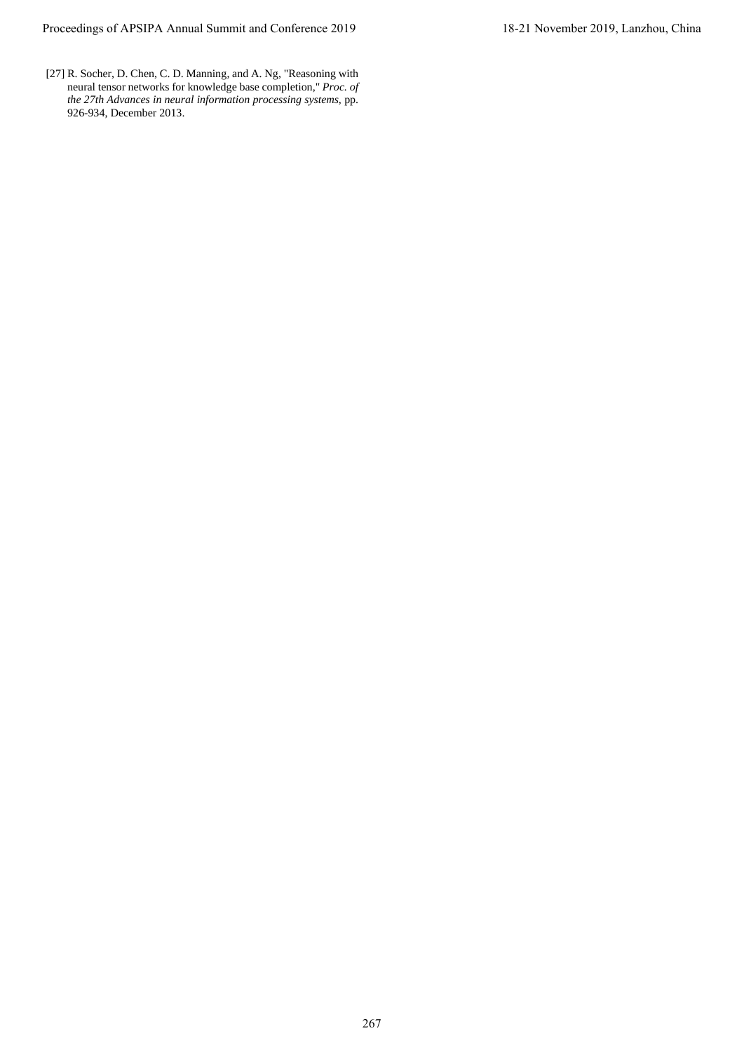[27] R. Socher, D. Chen, C. D. Manning, and A. Ng, "Reasoning with neural tensor networks for knowledge base completion," *Proc. of the 27th Advances in neural information processing systems*, pp. 926-934, December 2013.